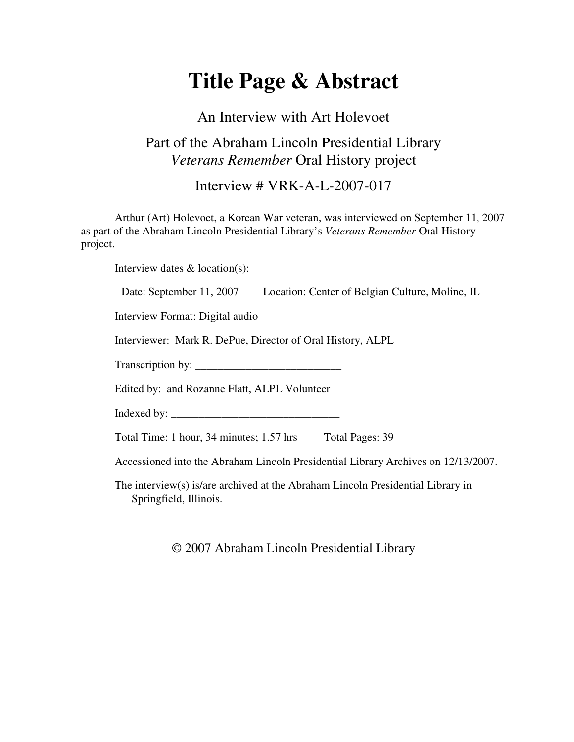# Title Page & Abstract

An Interview with Art Holevoet

Part of the Abraham Lincoln Presidential Library
*Veterans Remember* Oral History project

Interview # VRK-A-L-2007-017

Arthur (Art) Holevoet, a Korean War veteran, was interviewed on September 11, 2007 as part of the Abraham Lincoln Presidential Library's *Veterans Remember* Oral History project.

Interview dates & location(s):

Date: September 11, 2007 Location: Center of Belgian Culture, Moline, IL

Interview Format: Digital audio

Interviewer: Mark R. DePue, Director of Oral History, ALPL

Transcription by: _________________________

Edited by: and Rozanne Flatt, ALPL Volunteer

Indexed by: ______________________________

Total Time: 1 hour, 34 minutes; 1.57 hrs Total Pages: 39

Accessioned into the Abraham Lincoln Presidential Library Archives on 12/13/2007.

The interview(s) is/are archived at the Abraham Lincoln Presidential Library in Springfield, Illinois.

© 2007 Abraham Lincoln Presidential Library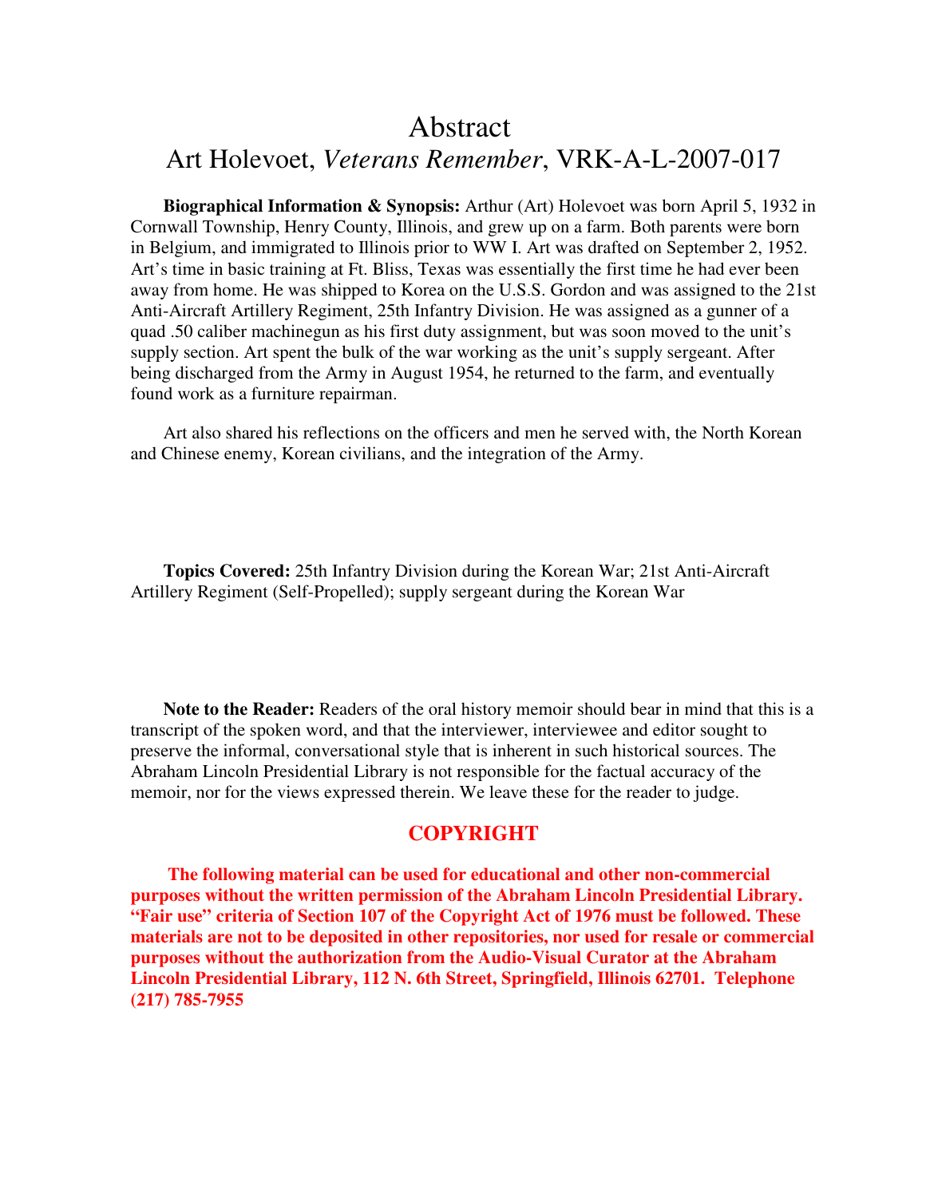# Abstract

## Art Holevoet, *Veterans Remember*, VRK-A-L-2007-017

**Biographical Information & Synopsis:** Arthur (Art) Holevoet was born April 5, 1932 in Cornwall Township, Henry County, Illinois, and grew up on a farm. Both parents were born in Belgium, and immigrated to Illinois prior to WW I. Art was drafted on September 2, 1952. Art's time in basic training at Ft. Bliss, Texas was essentially the first time he had ever been away from home. He was shipped to Korea on the U.S.S. Gordon and was assigned to the 21st Anti-Aircraft Artillery Regiment, 25th Infantry Division. He was assigned as a gunner of a quad .50 caliber machinegun as his first duty assignment, but was soon moved to the unit's supply section. Art spent the bulk of the war working as the unit's supply sergeant. After being discharged from the Army in August 1954, he returned to the farm, and eventually found work as a furniture repairman.

Art also shared his reflections on the officers and men he served with, the North Korean and Chinese enemy, Korean civilians, and the integration of the Army.

**Topics Covered:** 25th Infantry Division during the Korean War; 21st Anti-Aircraft Artillery Regiment (Self-Propelled); supply sergeant during the Korean War

**Note to the Reader:** Readers of the oral history memoir should bear in mind that this is a transcript of the spoken word, and that the interviewer, interviewee and editor sought to preserve the informal, conversational style that is inherent in such historical sources. The Abraham Lincoln Presidential Library is not responsible for the factual accuracy of the memoir, nor for the views expressed therein. We leave these for the reader to judge.

## COPYRIGHT

**The following material can be used for educational and other non-commercial purposes without the written permission of the Abraham Lincoln Presidential Library. "Fair use" criteria of Section 107 of the Copyright Act of 1976 must be followed. These materials are not to be deposited in other repositories, nor used for resale or commercial purposes without the authorization from the Audio-Visual Curator at the Abraham Lincoln Presidential Library, 112 N. 6th Street, Springfield, Illinois 62701. Telephone (217) 785-7955**